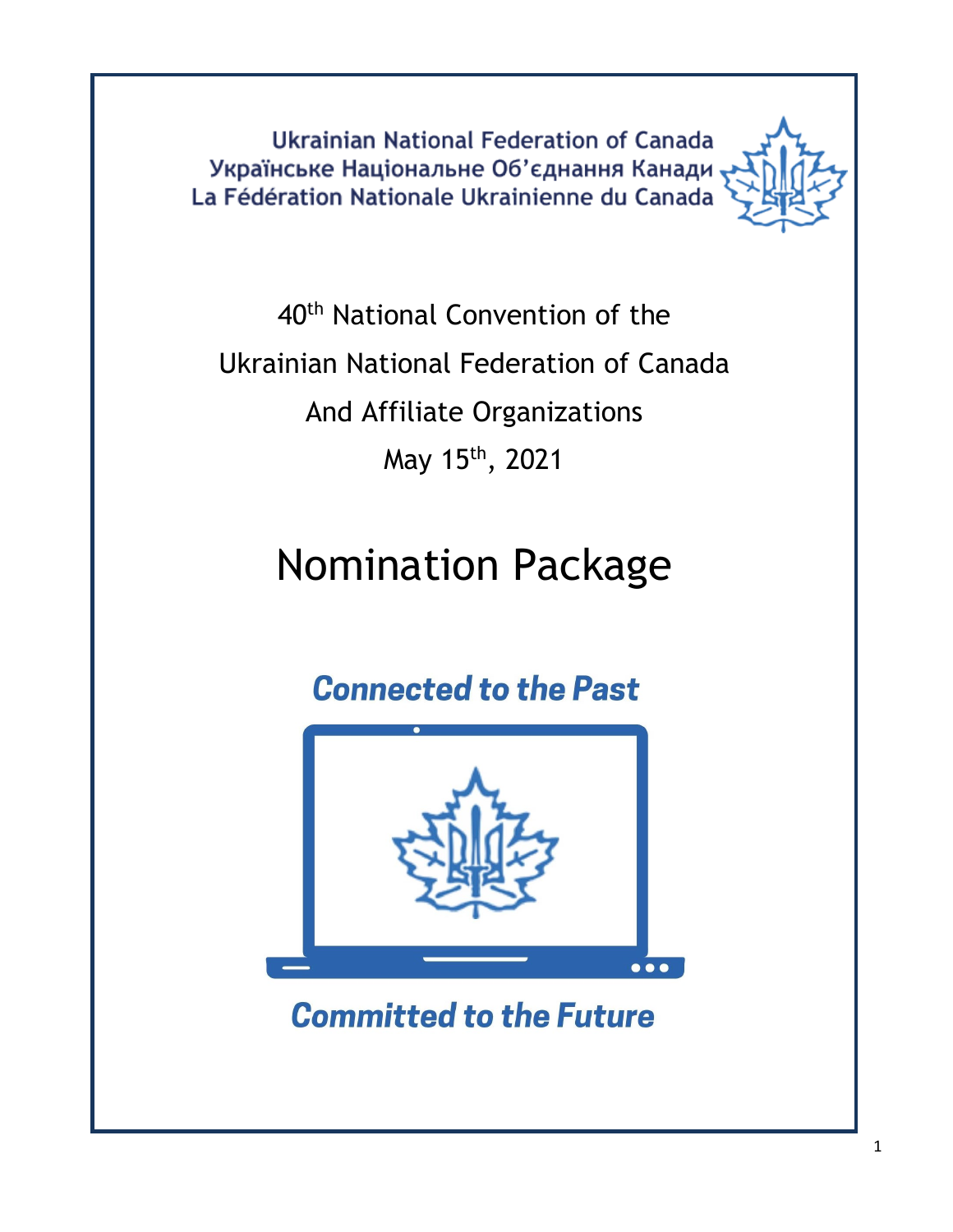Ukrainian National Federation of Canada
Українське Національне Об'єднання Канади
La Fédération Nationale Ukrainienne du Canada

40th National Convention of the
Ukrainian National Federation of Canada
And Affiliate Organizations
May 15th, 2021

# Nomination Package

***Connected to the Past***

***Committed to the Future***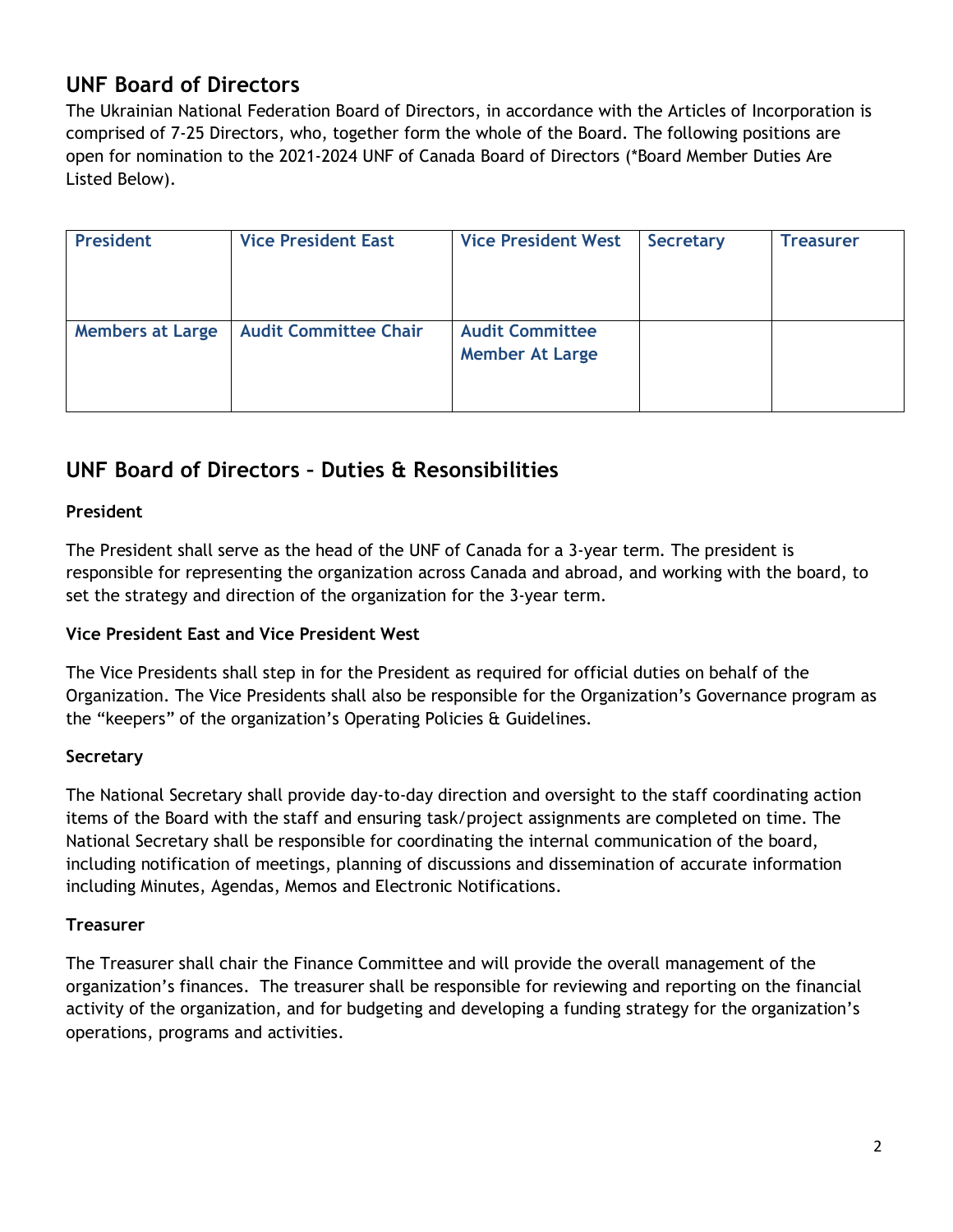## UNF Board of Directors

The Ukrainian National Federation Board of Directors, in accordance with the Articles of Incorporation is comprised of 7-25 Directors, who, together form the whole of the Board. The following positions are open for nomination to the 2021-2024 UNF of Canada Board of Directors (*Board Member Duties Are Listed Below).

| President | Vice President East | Vice President West | Secretary | Treasurer |
|---|---|---|---|---|
| Members at Large | Audit Committee Chair | Audit Committee Member At Large | | |

## UNF Board of Directors – Duties & Resonsibilities

**President**

The President shall serve as the head of the UNF of Canada for a 3-year term. The president is responsible for representing the organization across Canada and abroad, and working with the board, to set the strategy and direction of the organization for the 3-year term.

**Vice President East and Vice President West**

The Vice Presidents shall step in for the President as required for official duties on behalf of the Organization. The Vice Presidents shall also be responsible for the Organization's Governance program as the "keepers" of the organization's Operating Policies & Guidelines.

**Secretary**

The National Secretary shall provide day-to-day direction and oversight to the staff coordinating action items of the Board with the staff and ensuring task/project assignments are completed on time. The National Secretary shall be responsible for coordinating the internal communication of the board, including notification of meetings, planning of discussions and dissemination of accurate information including Minutes, Agendas, Memos and Electronic Notifications.

**Treasurer**

The Treasurer shall chair the Finance Committee and will provide the overall management of the organization's finances. The treasurer shall be responsible for reviewing and reporting on the financial activity of the organization, and for budgeting and developing a funding strategy for the organization's operations, programs and activities.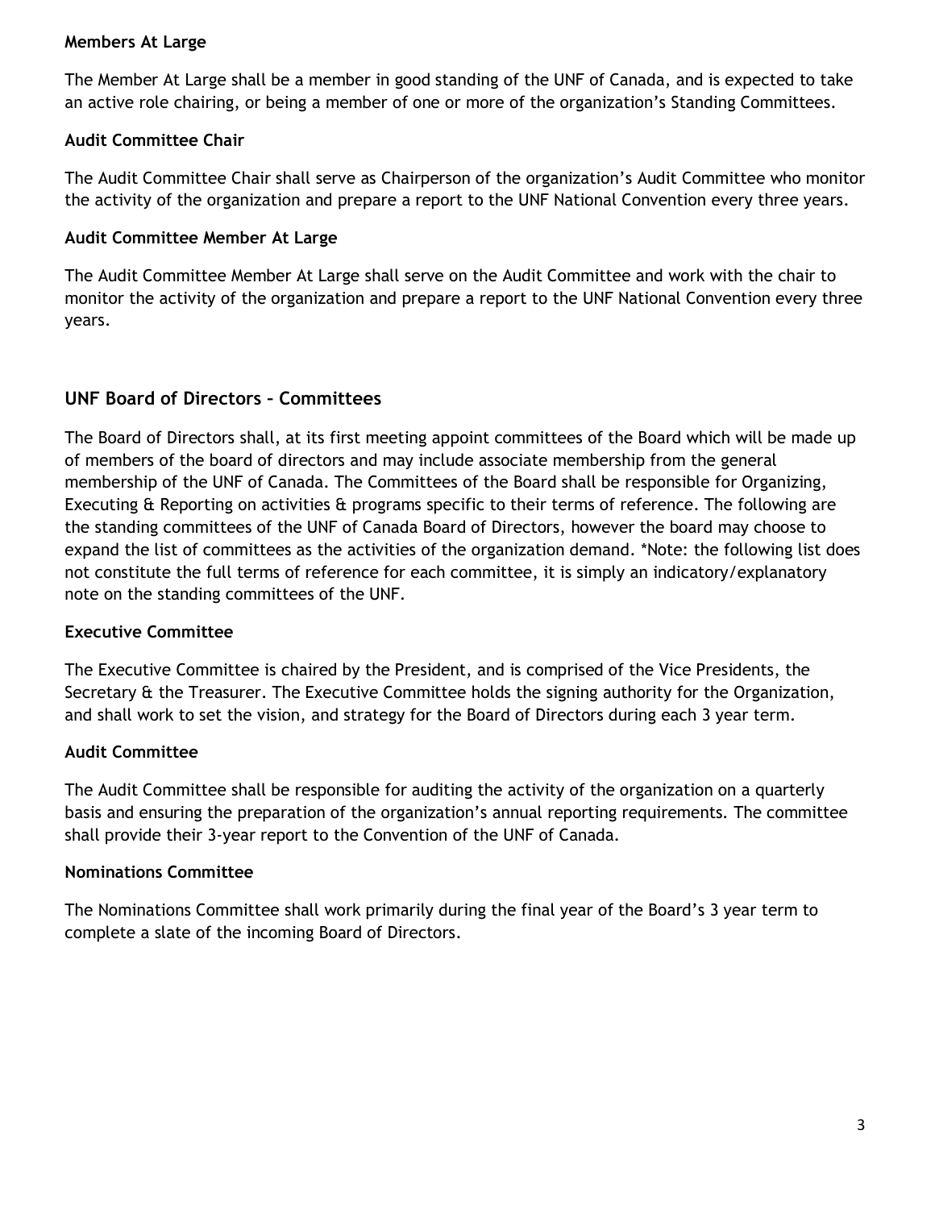**Members At Large**

The Member At Large shall be a member in good standing of the UNF of Canada, and is expected to take an active role chairing, or being a member of one or more of the organization's Standing Committees.

**Audit Committee Chair**

The Audit Committee Chair shall serve as Chairperson of the organization's Audit Committee who monitor the activity of the organization and prepare a report to the UNF National Convention every three years.

**Audit Committee Member At Large**

The Audit Committee Member At Large shall serve on the Audit Committee and work with the chair to monitor the activity of the organization and prepare a report to the UNF National Convention every three years.

## UNF Board of Directors – Committees

The Board of Directors shall, at its first meeting appoint committees of the Board which will be made up of members of the board of directors and may include associate membership from the general membership of the UNF of Canada. The Committees of the Board shall be responsible for Organizing, Executing & Reporting on activities & programs specific to their terms of reference. The following are the standing committees of the UNF of Canada Board of Directors, however the board may choose to expand the list of committees as the activities of the organization demand. *Note: the following list does not constitute the full terms of reference for each committee, it is simply an indicatory/explanatory note on the standing committees of the UNF.

**Executive Committee**

The Executive Committee is chaired by the President, and is comprised of the Vice Presidents, the Secretary & the Treasurer. The Executive Committee holds the signing authority for the Organization, and shall work to set the vision, and strategy for the Board of Directors during each 3 year term.

**Audit Committee**

The Audit Committee shall be responsible for auditing the activity of the organization on a quarterly basis and ensuring the preparation of the organization's annual reporting requirements. The committee shall provide their 3-year report to the Convention of the UNF of Canada.

**Nominations Committee**

The Nominations Committee shall work primarily during the final year of the Board's 3 year term to complete a slate of the incoming Board of Directors.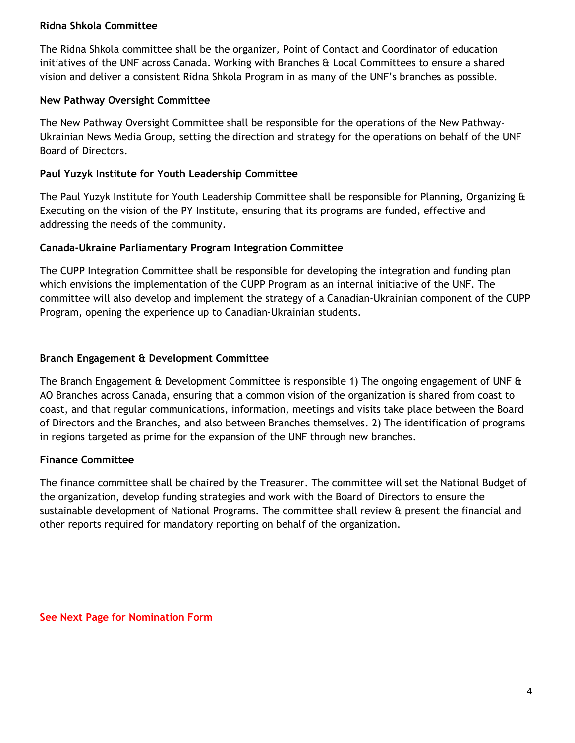**Ridna Shkola Committee**

The Ridna Shkola committee shall be the organizer, Point of Contact and Coordinator of education initiatives of the UNF across Canada. Working with Branches & Local Committees to ensure a shared vision and deliver a consistent Ridna Shkola Program in as many of the UNF's branches as possible.

**New Pathway Oversight Committee**

The New Pathway Oversight Committee shall be responsible for the operations of the New Pathway-Ukrainian News Media Group, setting the direction and strategy for the operations on behalf of the UNF Board of Directors.

**Paul Yuzyk Institute for Youth Leadership Committee**

The Paul Yuzyk Institute for Youth Leadership Committee shall be responsible for Planning, Organizing & Executing on the vision of the PY Institute, ensuring that its programs are funded, effective and addressing the needs of the community.

**Canada-Ukraine Parliamentary Program Integration Committee**

The CUPP Integration Committee shall be responsible for developing the integration and funding plan which envisions the implementation of the CUPP Program as an internal initiative of the UNF. The committee will also develop and implement the strategy of a Canadian-Ukrainian component of the CUPP Program, opening the experience up to Canadian-Ukrainian students.

**Branch Engagement & Development Committee**

The Branch Engagement & Development Committee is responsible 1) The ongoing engagement of UNF & AO Branches across Canada, ensuring that a common vision of the organization is shared from coast to coast, and that regular communications, information, meetings and visits take place between the Board of Directors and the Branches, and also between Branches themselves. 2) The identification of programs in regions targeted as prime for the expansion of the UNF through new branches.

**Finance Committee**

The finance committee shall be chaired by the Treasurer. The committee will set the National Budget of the organization, develop funding strategies and work with the Board of Directors to ensure the sustainable development of National Programs. The committee shall review & present the financial and other reports required for mandatory reporting on behalf of the organization.

**See Next Page for Nomination Form**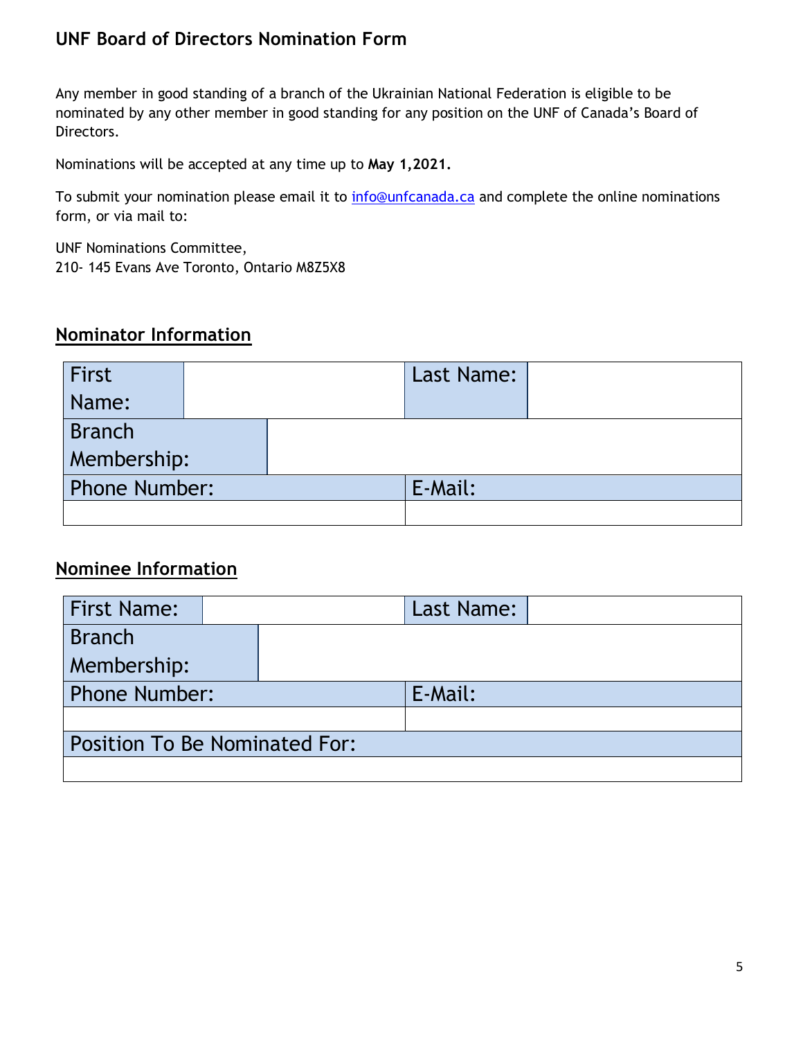## UNF Board of Directors Nomination Form

Any member in good standing of a branch of the Ukrainian National Federation is eligible to be nominated by any other member in good standing for any position on the UNF of Canada's Board of Directors.

Nominations will be accepted at any time up to **May 1,2021.**

To submit your nomination please email it to info@unfcanada.ca and complete the online nominations form, or via mail to:

UNF Nominations Committee,
210- 145 Evans Ave Toronto, Ontario M8Z5X8

### Nominator Information

| | | | |
|---|---|---|---|
| First Name: | | Last Name: | |
| Branch Membership: | | | |
| Phone Number: | | E-Mail: | |
| | | | |

### Nominee Information

| | | | |
|---|---|---|---|
| First Name: | | Last Name: | |
| Branch Membership: | | | |
| Phone Number: | | E-Mail: | |
| | | | |
| Position To Be Nominated For: | | | |
| | | | |